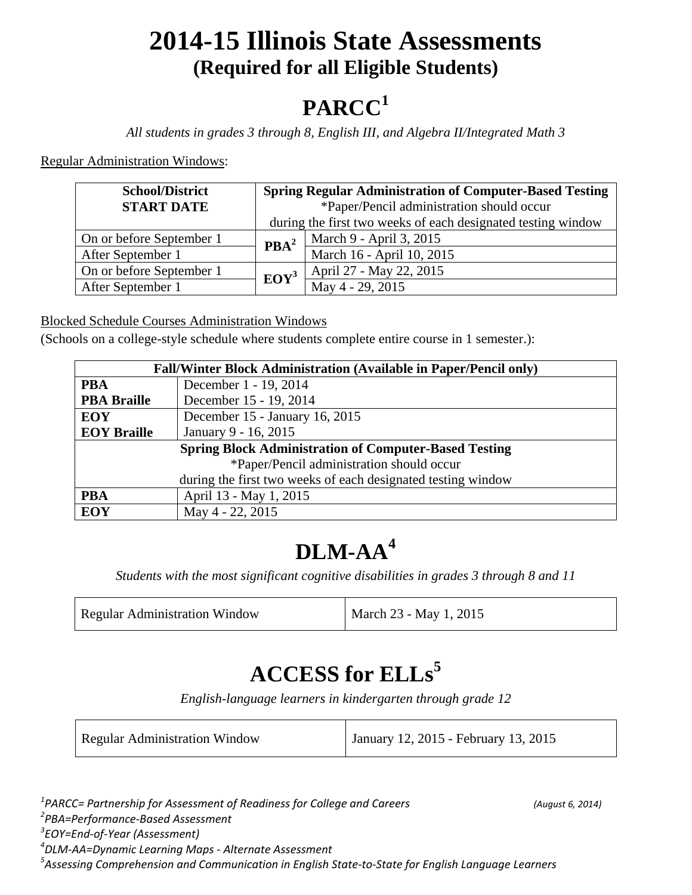# 2014-15 Illinois State Assessments
## (Required for all Eligible Students)

# PARCC[1]

*All students in grades 3 through 8, English III, and Algebra II/Integrated Math 3*

Regular Administration Windows:

| School/District START DATE | Spring Regular Administration of Computer-Based Testing *Paper/Pencil administration should occur during the first two weeks of each designated testing window | |
|---|---|---|
| On or before September 1 | PBA[2] | March 9 - April 3, 2015 |
| After September 1 | | March 16 - April 10, 2015 |
| On or before September 1 | EOY[3] | April 27 - May 22, 2015 |
| After September 1 | | May 4 - 29, 2015 |

Blocked Schedule Courses Administration Windows

(Schools on a college-style schedule where students complete entire course in 1 semester.):

| Fall/Winter Block Administration (Available in Paper/Pencil only) | |
|---|---|
| **PBA** | December 1 - 19, 2014 |
| **PBA Braille** | December 15 - 19, 2014 |
| **EOY** | December 15 - January 16, 2015 |
| **EOY Braille** | January 9 - 16, 2015 |
| **Spring Block Administration of Computer-Based Testing** *Paper/Pencil administration should occur during the first two weeks of each designated testing window | |
| **PBA** | April 13 - May 1, 2015 |
| **EOY** | May 4 - 22, 2015 |

# DLM-AA[4]

*Students with the most significant cognitive disabilities in grades 3 through 8 and 11*

| Regular Administration Window | March 23 - May 1, 2015 |
|---|---|

# ACCESS for ELLs[5]

*English-language learners in kindergarten through grade 12*

| Regular Administration Window | January 12, 2015 - February 13, 2015 |
|---|---|

*[1]PARCC= Partnership for Assessment of Readiness for College and Careers* *(August 6, 2014)*
*[2]PBA=Performance-Based Assessment*
*[3]EOY=End-of-Year (Assessment)*
*[4]DLM-AA=Dynamic Learning Maps - Alternate Assessment*
*[5]Assessing Comprehension and Communication in English State-to-State for English Language Learners*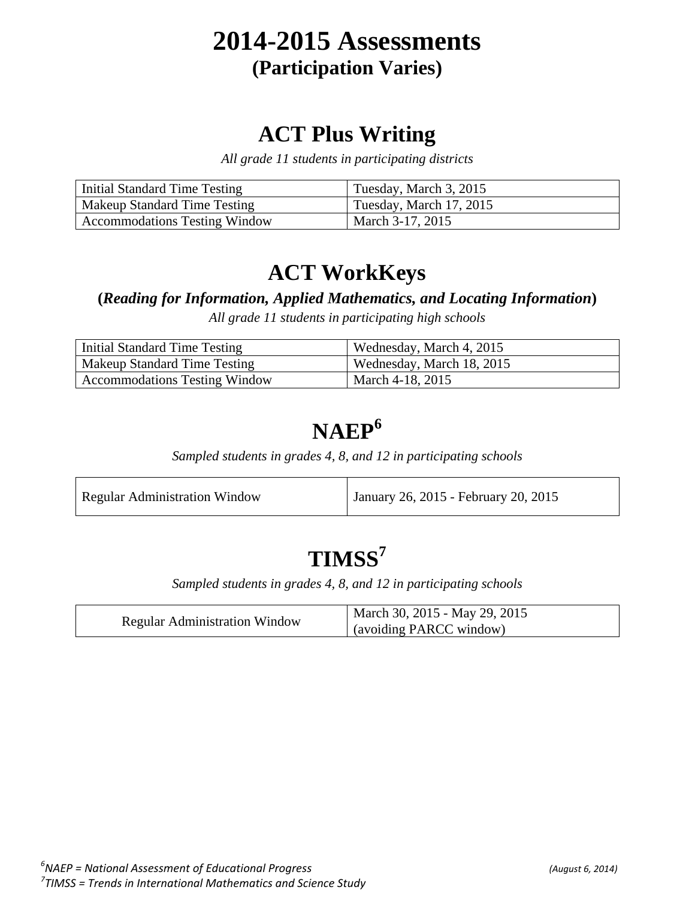# 2014-2015 Assessments

**(Participation Varies)**

## ACT Plus Writing

*All grade 11 students in participating districts*

| | |
|---|---|
| Initial Standard Time Testing | Tuesday, March 3, 2015 |
| Makeup Standard Time Testing | Tuesday, March 17, 2015 |
| Accommodations Testing Window | March 3-17, 2015 |

## ACT WorkKeys

**(*Reading for Information, Applied Mathematics, and Locating Information*)**

*All grade 11 students in participating high schools*

| | |
|---|---|
| Initial Standard Time Testing | Wednesday, March 4, 2015 |
| Makeup Standard Time Testing | Wednesday, March 18, 2015 |
| Accommodations Testing Window | March 4-18, 2015 |

## NAEP[6]

*Sampled students in grades 4, 8, and 12 in participating schools*

| | |
|---|---|
| Regular Administration Window | January 26, 2015 - February 20, 2015 |

## TIMSS[7]

*Sampled students in grades 4, 8, and 12 in participating schools*

| | |
|---|---|
| Regular Administration Window | March 30, 2015 - May 29, 2015 (avoiding PARCC window) |

[6]*NAEP = National Assessment of Educational Progress*

[7]*TIMSS = Trends in International Mathematics and Science Study*

*(August 6, 2014)*